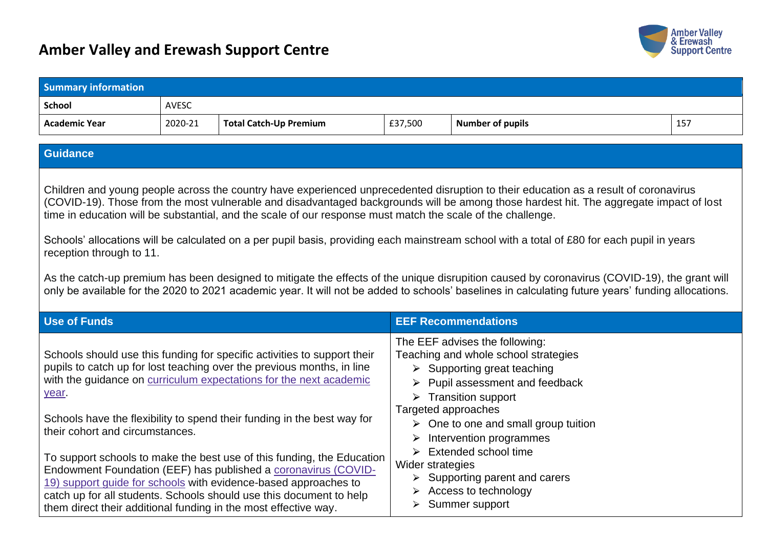# Amber Valley and Erewash Support Centre

| Summary information | | | | | |
|---|---|---|---|---|---|
| **School** | AVESC | | | | |
| **Academic Year** | 2020-21 | **Total Catch-Up Premium** | £37,500 | **Number of pupils** | 157 |

## Guidance

Children and young people across the country have experienced unprecedented disruption to their education as a result of coronavirus (COVID-19). Those from the most vulnerable and disadvantaged backgrounds will be among those hardest hit. The aggregate impact of lost time in education will be substantial, and the scale of our response must match the scale of the challenge.

Schools' allocations will be calculated on a per pupil basis, providing each mainstream school with a total of £80 for each pupil in years reception through to 11.

As the catch-up premium has been designed to mitigate the effects of the unique disruption caused by coronavirus (COVID-19), the grant will only be available for the 2020 to 2021 academic year. It will not be added to schools' baselines in calculating future years' funding allocations.

## Use of Funds

Schools should use this funding for specific activities to support their pupils to catch up for lost teaching over the previous months, in line with the guidance on curriculum expectations for the next academic year.

Schools have the flexibility to spend their funding in the best way for their cohort and circumstances.

To support schools to make the best use of this funding, the Education Endowment Foundation (EEF) has published a coronavirus (COVID-19) support guide for schools with evidence-based approaches to catch up for all students. Schools should use this document to help them direct their additional funding in the most effective way.

## EEF Recommendations

The EEF advises the following:

Teaching and whole school strategies
- Supporting great teaching
- Pupil assessment and feedback
- Transition support

Targeted approaches
- One to one and small group tuition
- Intervention programmes
- Extended school time

Wider strategies
- Supporting parent and carers
- Access to technology
- Summer support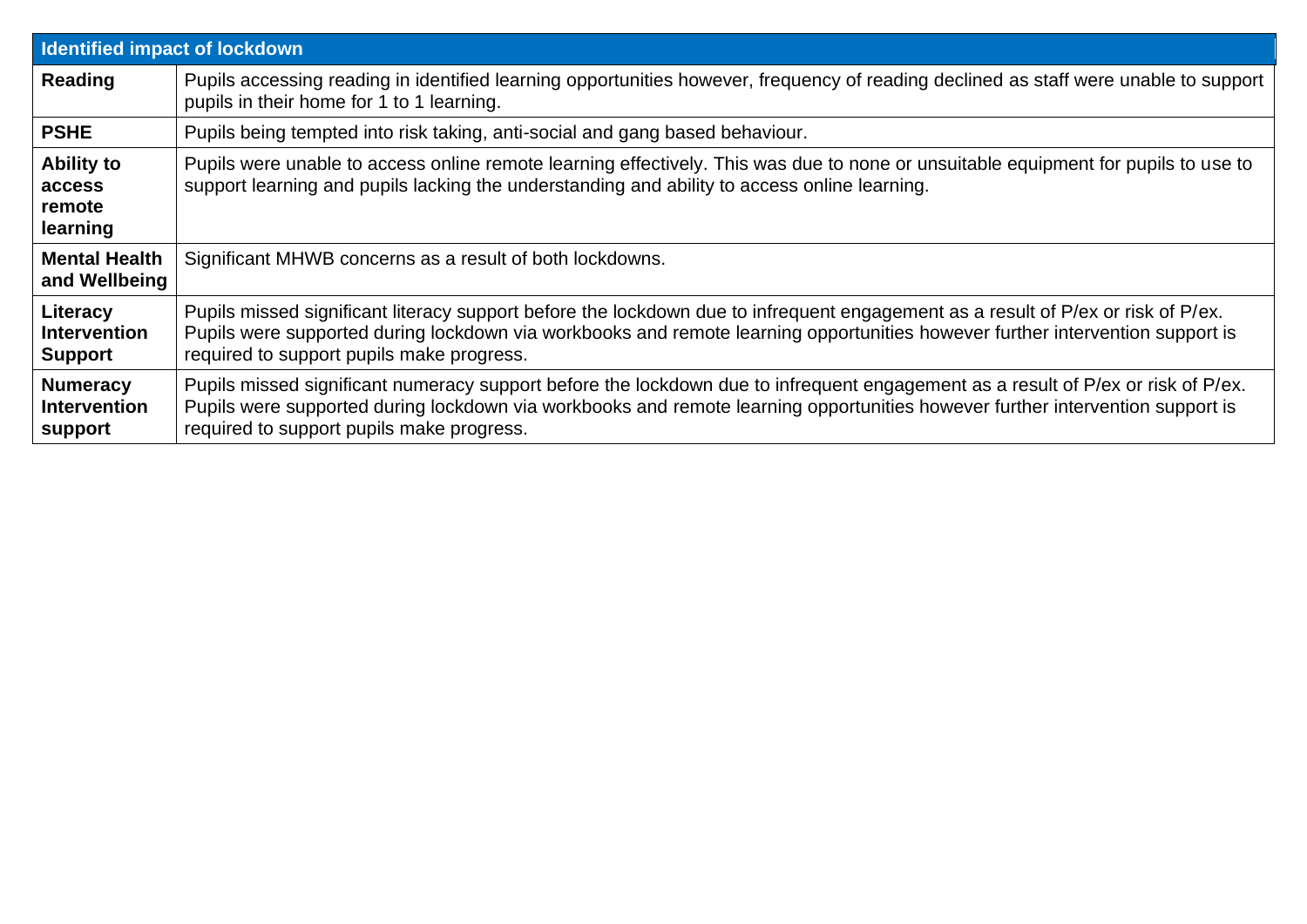| Identified impact of lockdown | |
|---|---|
| **Reading** | Pupils accessing reading in identified learning opportunities however, frequency of reading declined as staff were unable to support pupils in their home for 1 to 1 learning. |
| **PSHE** | Pupils being tempted into risk taking, anti-social and gang based behaviour. |
| **Ability to access remote learning** | Pupils were unable to access online remote learning effectively. This was due to none or unsuitable equipment for pupils to use to support learning and pupils lacking the understanding and ability to access online learning. |
| **Mental Health and Wellbeing** | Significant MHWB concerns as a result of both lockdowns. |
| **Literacy Intervention Support** | Pupils missed significant literacy support before the lockdown due to infrequent engagement as a result of P/ex or risk of P/ex. Pupils were supported during lockdown via workbooks and remote learning opportunities however further intervention support is required to support pupils make progress. |
| **Numeracy Intervention support** | Pupils missed significant numeracy support before the lockdown due to infrequent engagement as a result of P/ex or risk of P/ex. Pupils were supported during lockdown via workbooks and remote learning opportunities however further intervention support is required to support pupils make progress. |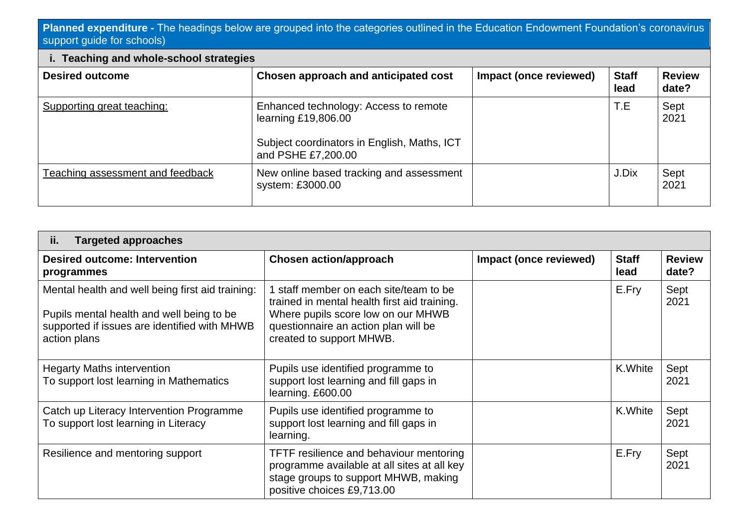**Planned expenditure -** The headings below are grouped into the categories outlined in the Education Endowment Foundation's coronavirus support guide for schools)

### i. Teaching and whole-school strategies

| Desired outcome | Chosen approach and anticipated cost | Impact (once reviewed) | Staff lead | Review date? |
|---|---|---|---|---|
| Supporting great teaching: | Enhanced technology: Access to remote learning £19,806.00<br><br>Subject coordinators in English, Maths, ICT and PSHE £7,200.00 | | T.E | Sept 2021 |
| Teaching assessment and feedback | New online based tracking and assessment system: £3000.00 | | J.Dix | Sept 2021 |

### ii. Targeted approaches

| Desired outcome: Intervention programmes | Chosen action/approach | Impact (once reviewed) | Staff lead | Review date? |
|---|---|---|---|---|
| Mental health and well being first aid training:<br><br>Pupils mental health and well being to be supported if issues are identified with MHWB action plans | 1 staff member on each site/team to be trained in mental health first aid training. Where pupils score low on our MHWB questionnaire an action plan will be created to support MHWB. | | E.Fry | Sept 2021 |
| Hegarty Maths intervention<br>To support lost learning in Mathematics | Pupils use identified programme to support lost learning and fill gaps in learning. £600.00 | | K.White | Sept 2021 |
| Catch up Literacy Intervention Programme<br>To support lost learning in Literacy | Pupils use identified programme to support lost learning and fill gaps in learning. | | K.White | Sept 2021 |
| Resilience and mentoring support | TFTF resilience and behaviour mentoring programme available at all sites at all key stage groups to support MHWB, making positive choices £9,713.00 | | E.Fry | Sept 2021 |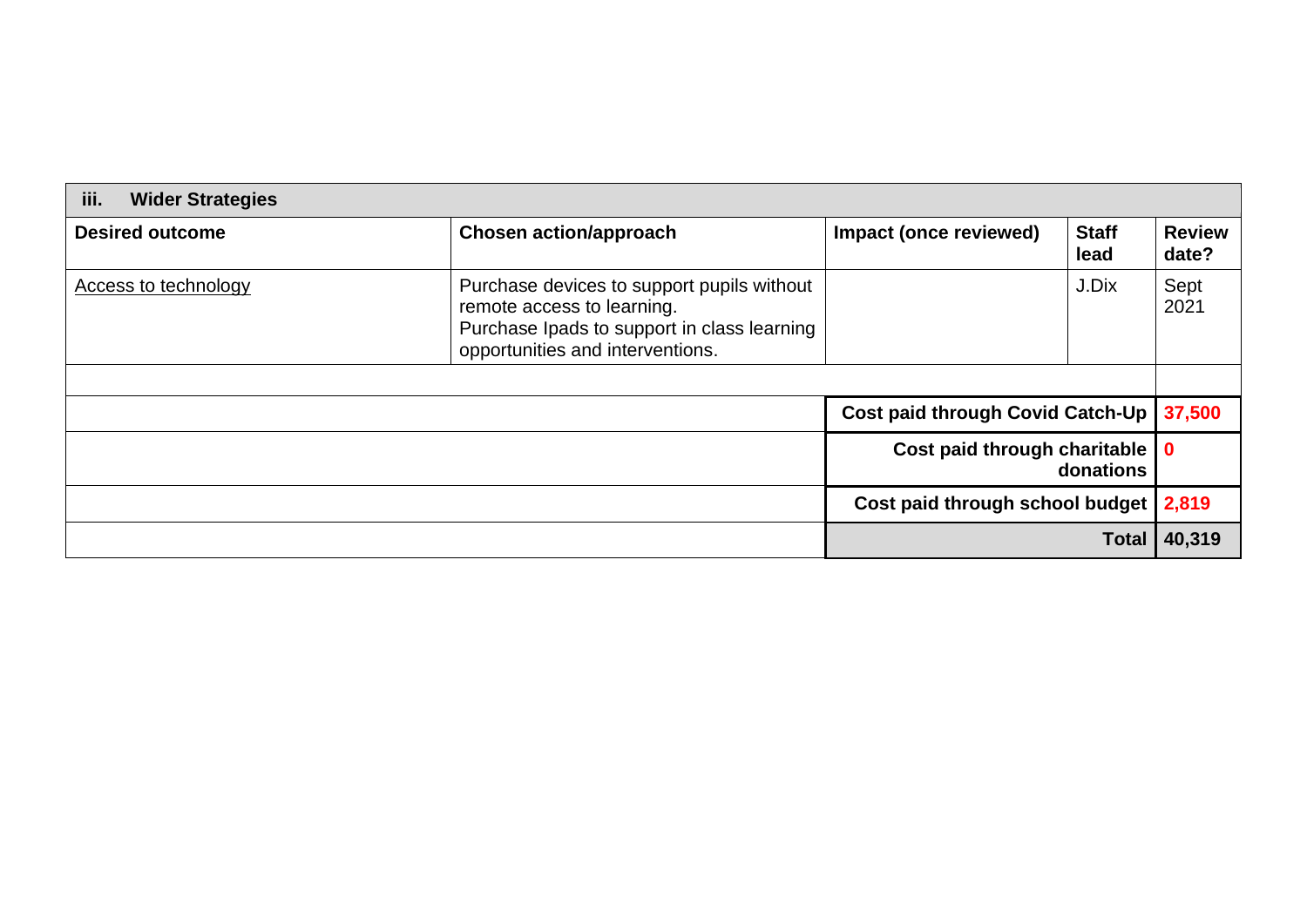| iii. Wider Strategies | | | | |
|---|---|---|---|---|
| **Desired outcome** | **Chosen action/approach** | **Impact (once reviewed)** | **Staff lead** | **Review date?** |
| Access to technology | Purchase devices to support pupils without remote access to learning. Purchase Ipads to support in class learning opportunities and interventions. | | J.Dix | Sept 2021 |
| | | | | |
| | | **Cost paid through Covid Catch-Up** | | **37,500** |
| | | **Cost paid through charitable donations** | | **0** |
| | | **Cost paid through school budget** | | **2,819** |
| | | **Total** | | **40,319** |